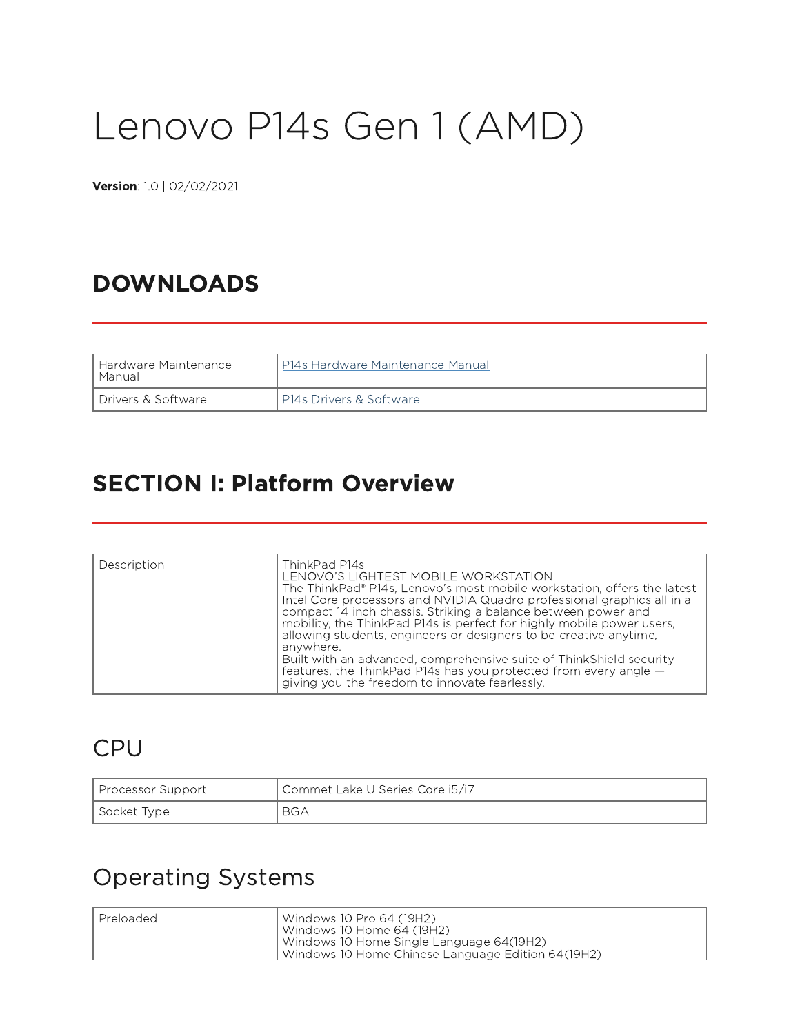# Lenovo P14s Gen 1 (AMD)

**Version**: 1.0 | 02/02/2021

## DOWNLOADS

| | |
|---|---|
| Hardware Maintenance Manual | P14s Hardware Maintenance Manual |
| Drivers & Software | P14s Drivers & Software |

## SECTION I: Platform Overview

| | |
|---|---|
| Description | ThinkPad P14s<br>LENOVO'S LIGHTEST MOBILE WORKSTATION<br>The ThinkPad® P14s, Lenovo's most mobile workstation, offers the latest Intel Core processors and NVIDIA Quadro professional graphics all in a compact 14 inch chassis. Striking a balance between power and mobility, the ThinkPad P14s is perfect for highly mobile power users, allowing students, engineers or designers to be creative anytime, anywhere.<br>Built with an advanced, comprehensive suite of ThinkShield security features, the ThinkPad P14s has you protected from every angle — giving you the freedom to innovate fearlessly. |

### CPU

| | |
|---|---|
| Processor Support | Commet Lake U Series Core i5/i7 |
| Socket Type | BGA |

### Operating Systems

| | |
|---|---|
| Preloaded | Windows 10 Pro 64 (19H2)<br>Windows 10 Home 64 (19H2)<br>Windows 10 Home Single Language 64(19H2)<br>Windows 10 Home Chinese Language Edition 64(19H2) |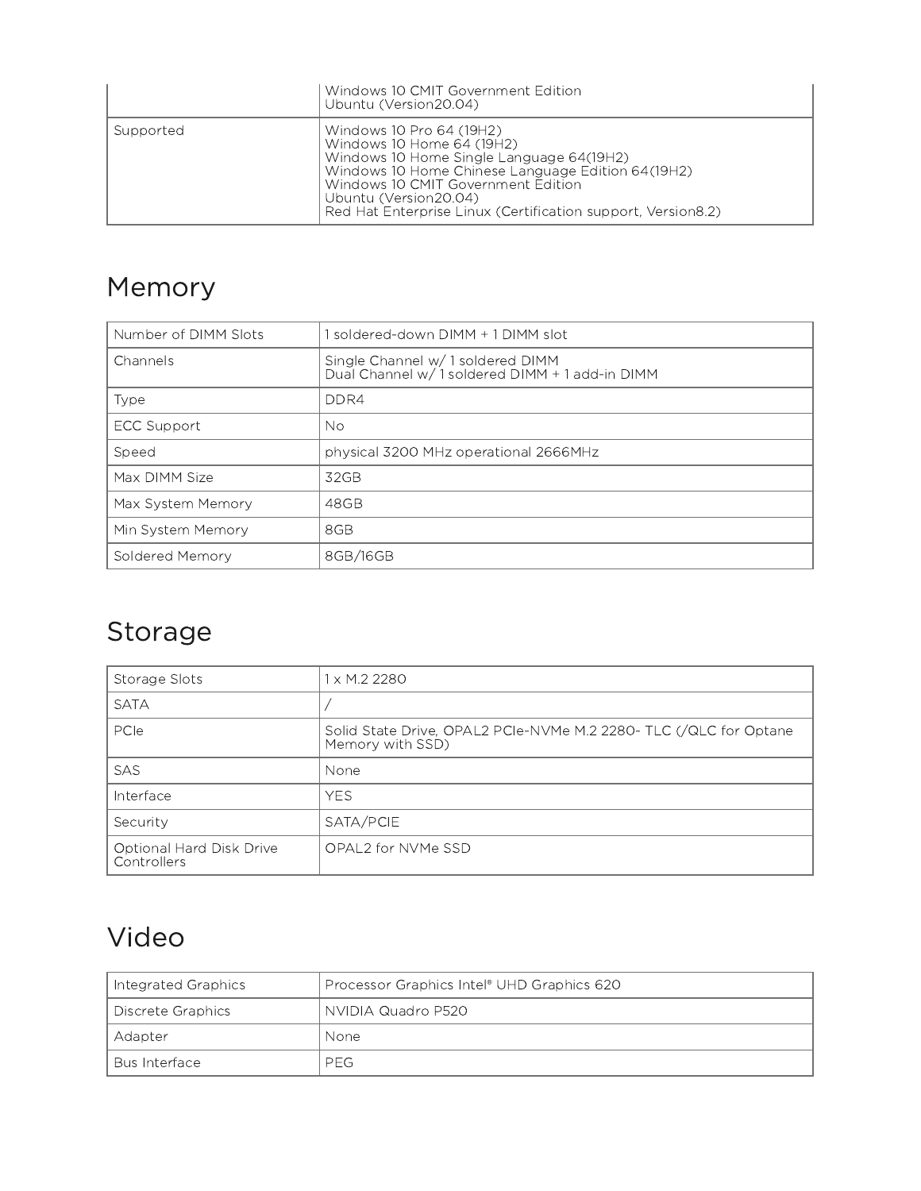| | |
|---|---|
| | Windows 10 CMIT Government Edition<br>Ubuntu (Version20.04) |
| Supported | Windows 10 Pro 64 (19H2)<br>Windows 10 Home 64 (19H2)<br>Windows 10 Home Single Language 64(19H2)<br>Windows 10 Home Chinese Language Edition 64(19H2)<br>Windows 10 CMIT Government Edition<br>Ubuntu (Version20.04)<br>Red Hat Enterprise Linux (Certification support, Version8.2) |

# Memory

| | |
|---|---|
| Number of DIMM Slots | 1 soldered-down DIMM + 1 DIMM slot |
| Channels | Single Channel w/ 1 soldered DIMM<br>Dual Channel w/ 1 soldered DIMM + 1 add-in DIMM |
| Type | DDR4 |
| ECC Support | No |
| Speed | physical 3200 MHz operational 2666MHz |
| Max DIMM Size | 32GB |
| Max System Memory | 48GB |
| Min System Memory | 8GB |
| Soldered Memory | 8GB/16GB |

# Storage

| | |
|---|---|
| Storage Slots | 1 x M.2 2280 |
| SATA | / |
| PCIe | Solid State Drive, OPAL2 PCIe-NVMe M.2 2280- TLC (/QLC for Optane Memory with SSD) |
| SAS | None |
| Interface | YES |
| Security | SATA/PCIE |
| Optional Hard Disk Drive Controllers | OPAL2 for NVMe SSD |

# Video

| | |
|---|---|
| Integrated Graphics | Processor Graphics Intel® UHD Graphics 620 |
| Discrete Graphics | NVIDIA Quadro P520 |
| Adapter | None |
| Bus Interface | PEG |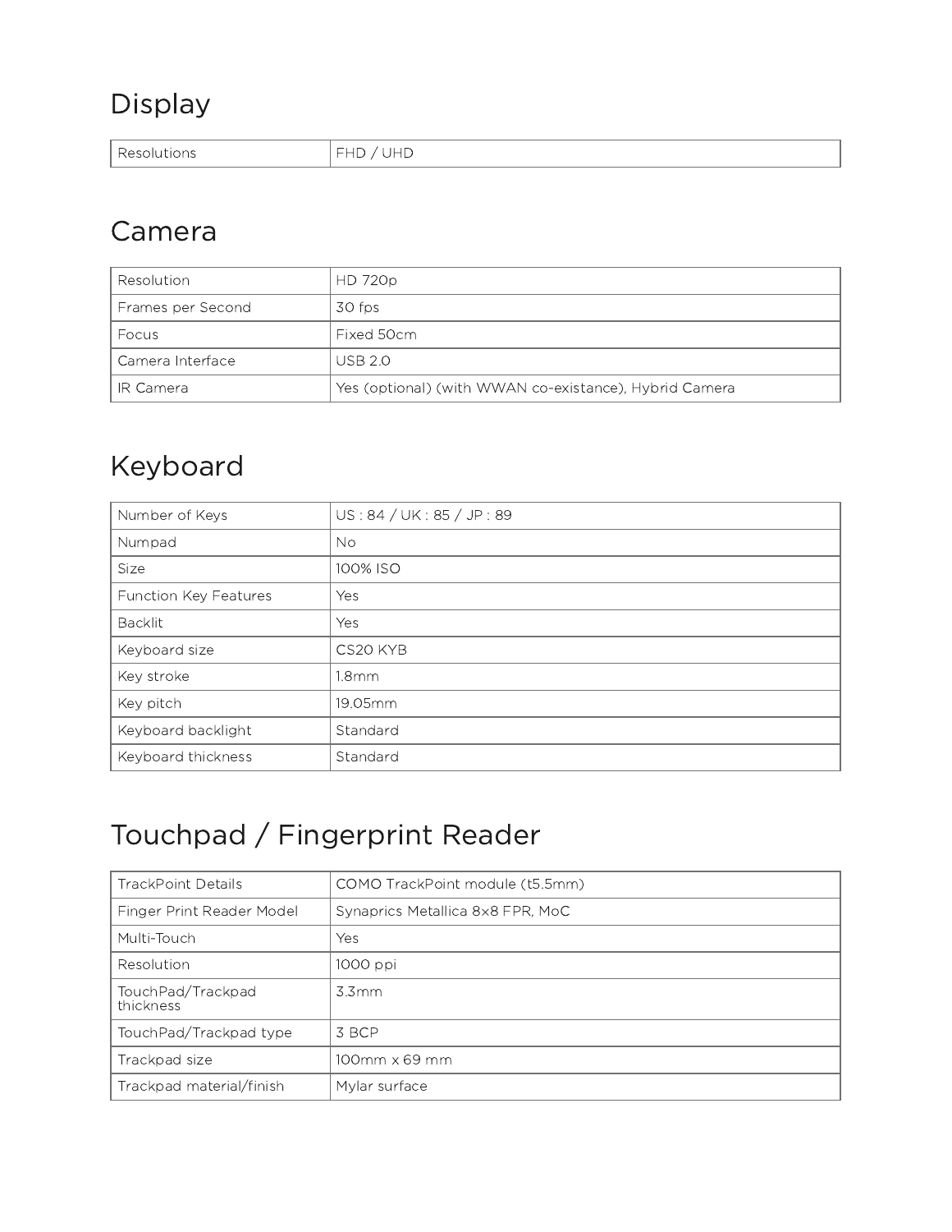# Display

| | |
|---|---|
| Resolutions | FHD / UHD |

# Camera

| | |
|---|---|
| Resolution | HD 720p |
| Frames per Second | 30 fps |
| Focus | Fixed 50cm |
| Camera Interface | USB 2.0 |
| IR Camera | Yes (optional) (with WWAN co-existance), Hybrid Camera |

# Keyboard

| | |
|---|---|
| Number of Keys | US : 84 / UK : 85 / JP : 89 |
| Numpad | No |
| Size | 100% ISO |
| Function Key Features | Yes |
| Backlit | Yes |
| Keyboard size | CS20 KYB |
| Key stroke | 1.8mm |
| Key pitch | 19.05mm |
| Keyboard backlight | Standard |
| Keyboard thickness | Standard |

# Touchpad / Fingerprint Reader

| | |
|---|---|
| TrackPoint Details | COMO TrackPoint module (t5.5mm) |
| Finger Print Reader Model | Synaprics Metallica 8x8 FPR, MoC |
| Multi-Touch | Yes |
| Resolution | 1000 ppi |
| TouchPad/Trackpad thickness | 3.3mm |
| TouchPad/Trackpad type | 3 BCP |
| Trackpad size | 100mm x 69 mm |
| Trackpad material/finish | Mylar surface |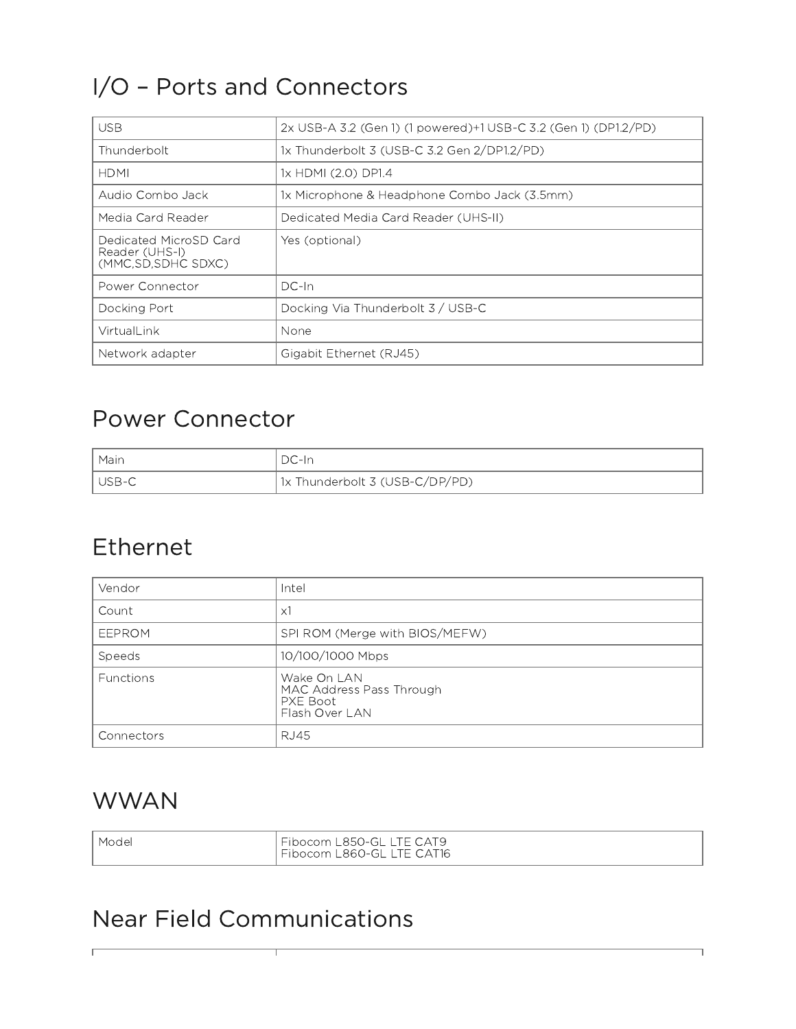# I/O – Ports and Connectors

| | |
|---|---|
| USB | 2x USB-A 3.2 (Gen 1) (1 powered)+1 USB-C 3.2 (Gen 1) (DP1.2/PD) |
| Thunderbolt | 1x Thunderbolt 3 (USB-C 3.2 Gen 2/DP1.2/PD) |
| HDMI | 1x HDMI (2.0) DP1.4 |
| Audio Combo Jack | 1x Microphone & Headphone Combo Jack (3.5mm) |
| Media Card Reader | Dedicated Media Card Reader (UHS-II) |
| Dedicated MicroSD Card Reader (UHS-I) (MMC,SD,SDHC SDXC) | Yes (optional) |
| Power Connector | DC-In |
| Docking Port | Docking Via Thunderbolt 3 / USB-C |
| VirtualLink | None |
| Network adapter | Gigabit Ethernet (RJ45) |

# Power Connector

| | |
|---|---|
| Main | DC-In |
| USB-C | 1x Thunderbolt 3 (USB-C/DP/PD) |

# Ethernet

| | |
|---|---|
| Vendor | Intel |
| Count | x1 |
| EEPROM | SPI ROM (Merge with BIOS/MEFW) |
| Speeds | 10/100/1000 Mbps |
| Functions | Wake On LAN<br>MAC Address Pass Through<br>PXE Boot<br>Flash Over LAN |
| Connectors | RJ45 |

# WWAN

| | |
|---|---|
| Model | Fibocom L850-GL LTE CAT9<br>Fibocom L860-GL LTE CAT16 |

# Near Field Communications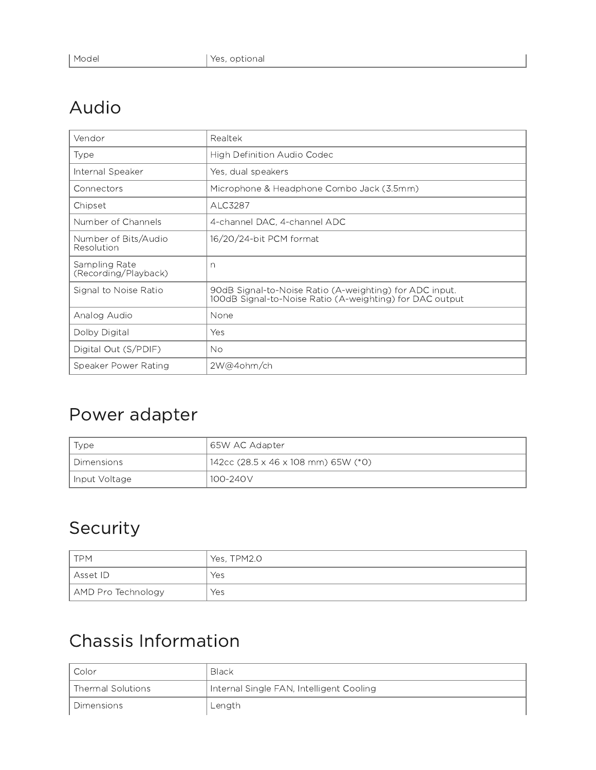| | |
|---|---|
| Model | Yes, optional |

## Audio

| | |
|---|---|
| Vendor | Realtek |
| Type | High Definition Audio Codec |
| Internal Speaker | Yes, dual speakers |
| Connectors | Microphone & Headphone Combo Jack (3.5mm) |
| Chipset | ALC3287 |
| Number of Channels | 4-channel DAC, 4-channel ADC |
| Number of Bits/Audio Resolution | 16/20/24-bit PCM format |
| Sampling Rate (Recording/Playback) | n |
| Signal to Noise Ratio | 90dB Signal-to-Noise Ratio (A-weighting) for ADC input.<br>100dB Signal-to-Noise Ratio (A-weighting) for DAC output |
| Analog Audio | None |
| Dolby Digital | Yes |
| Digital Out (S/PDIF) | No |
| Speaker Power Rating | 2W@4ohm/ch |

## Power adapter

| | |
|---|---|
| Type | 65W AC Adapter |
| Dimensions | 142cc (28.5 x 46 x 108 mm) 65W (*0) |
| Input Voltage | 100-240V |

## Security

| | |
|---|---|
| TPM | Yes, TPM2.0 |
| Asset ID | Yes |
| AMD Pro Technology | Yes |

## Chassis Information

| | |
|---|---|
| Color | Black |
| Thermal Solutions | Internal Single FAN, Intelligent Cooling |
| Dimensions | Length |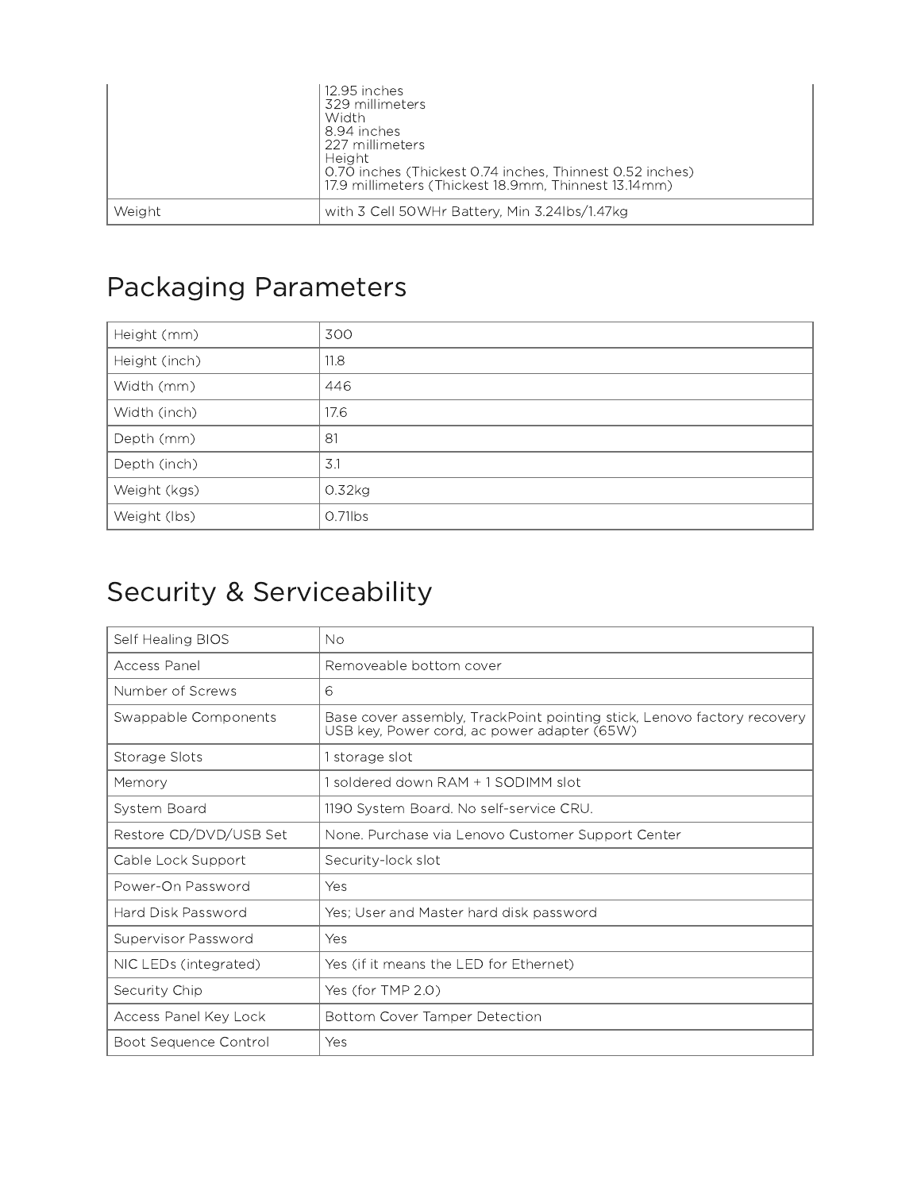| | |
|---|---|
| | 12.95 inches<br>329 millimeters<br>Width<br>8.94 inches<br>227 millimeters<br>Height<br>0.70 inches (Thickest 0.74 inches, Thinnest 0.52 inches)<br>17.9 millimeters (Thickest 18.9mm, Thinnest 13.14mm) |
| Weight | with 3 Cell 50WHr Battery, Min 3.24lbs/1.47kg |

# Packaging Parameters

| | |
|---|---|
| Height (mm) | 300 |
| Height (inch) | 11.8 |
| Width (mm) | 446 |
| Width (inch) | 17.6 |
| Depth (mm) | 81 |
| Depth (inch) | 3.1 |
| Weight (kgs) | 0.32kg |
| Weight (lbs) | 0.71lbs |

# Security & Serviceability

| | |
|---|---|
| Self Healing BIOS | No |
| Access Panel | Removeable bottom cover |
| Number of Screws | 6 |
| Swappable Components | Base cover assembly, TrackPoint pointing stick, Lenovo factory recovery USB key, Power cord, ac power adapter (65W) |
| Storage Slots | 1 storage slot |
| Memory | 1 soldered down RAM + 1 SODIMM slot |
| System Board | 1190 System Board. No self-service CRU. |
| Restore CD/DVD/USB Set | None. Purchase via Lenovo Customer Support Center |
| Cable Lock Support | Security-lock slot |
| Power-On Password | Yes |
| Hard Disk Password | Yes; User and Master hard disk password |
| Supervisor Password | Yes |
| NIC LEDs (integrated) | Yes (if it means the LED for Ethernet) |
| Security Chip | Yes (for TMP 2.0) |
| Access Panel Key Lock | Bottom Cover Tamper Detection |
| Boot Sequence Control | Yes |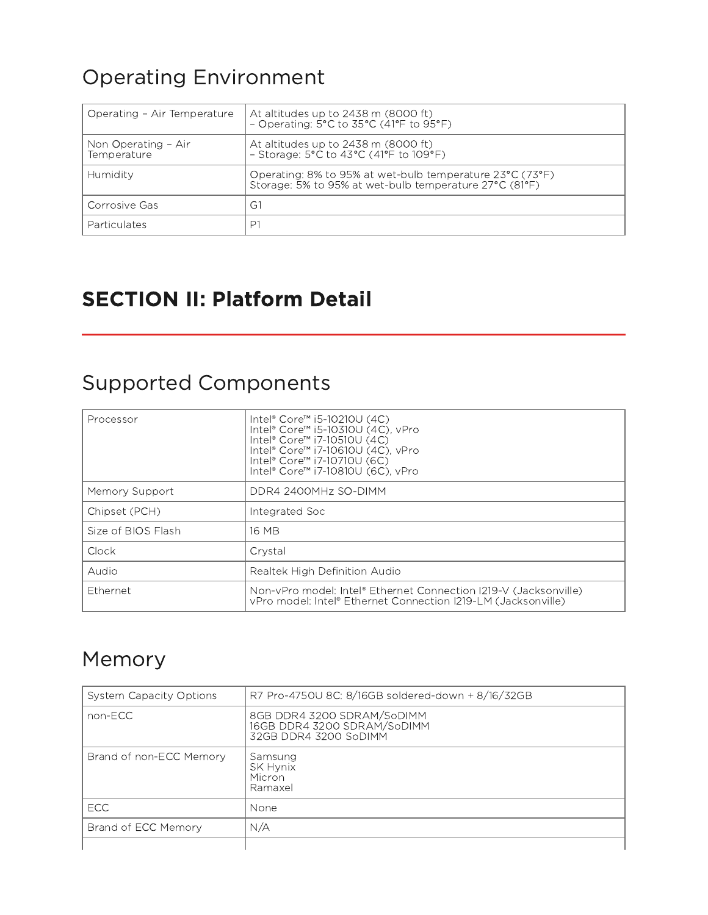## Operating Environment

| | |
|---|---|
| Operating – Air Temperature | At altitudes up to 2438 m (8000 ft)<br>– Operating: 5°C to 35°C (41°F to 95°F) |
| Non Operating – Air Temperature | At altitudes up to 2438 m (8000 ft)<br>– Storage: 5°C to 43°C (41°F to 109°F) |
| Humidity | Operating: 8% to 95% at wet-bulb temperature 23°C (73°F)<br>Storage: 5% to 95% at wet-bulb temperature 27°C (81°F) |
| Corrosive Gas | G1 |
| Particulates | P1 |

# SECTION II: Platform Detail

## Supported Components

| | |
|---|---|
| Processor | Intel® Core™ i5-10210U (4C)<br>Intel® Core™ i5-10310U (4C), vPro<br>Intel® Core™ i7-10510U (4C)<br>Intel® Core™ i7-10610U (4C), vPro<br>Intel® Core™ i7-10710U (6C)<br>Intel® Core™ i7-10810U (6C), vPro |
| Memory Support | DDR4 2400MHz SO-DIMM |
| Chipset (PCH) | Integrated Soc |
| Size of BIOS Flash | 16 MB |
| Clock | Crystal |
| Audio | Realtek High Definition Audio |
| Ethernet | Non-vPro model: Intel® Ethernet Connection I219-V (Jacksonville)<br>vPro model: Intel® Ethernet Connection I219-LM (Jacksonville) |

## Memory

| | |
|---|---|
| System Capacity Options | R7 Pro-4750U 8C: 8/16GB soldered-down + 8/16/32GB |
| non-ECC | 8GB DDR4 3200 SDRAM/SoDIMM<br>16GB DDR4 3200 SDRAM/SoDIMM<br>32GB DDR4 3200 SoDIMM |
| Brand of non-ECC Memory | Samsung<br>SK Hynix<br>Micron<br>Ramaxel |
| ECC | None |
| Brand of ECC Memory | N/A |
| | |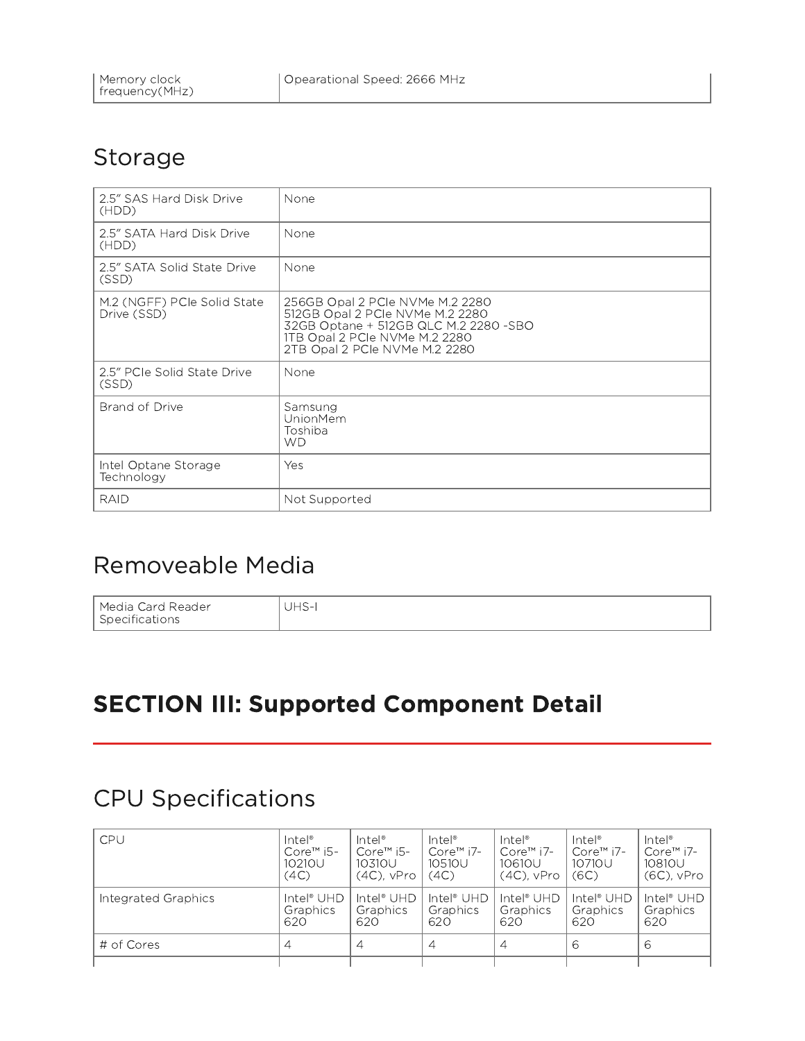| | |
|---|---|
| Memory clock frequency(MHz) | Opearational Speed: 2666 MHz |

## Storage

| | |
|---|---|
| 2.5" SAS Hard Disk Drive (HDD) | None |
| 2.5" SATA Hard Disk Drive (HDD) | None |
| 2.5" SATA Solid State Drive (SSD) | None |
| M.2 (NGFF) PCIe Solid State Drive (SSD) | 256GB Opal 2 PCIe NVMe M.2 2280<br>512GB Opal 2 PCIe NVMe M.2 2280<br>32GB Optane + 512GB QLC M.2 2280 -SBO<br>1TB Opal 2 PCIe NVMe M.2 2280<br>2TB Opal 2 PCIe NVMe M.2 2280 |
| 2.5" PCIe Solid State Drive (SSD) | None |
| Brand of Drive | Samsung<br>UnionMem<br>Toshiba<br>WD |
| Intel Optane Storage Technology | Yes |
| RAID | Not Supported |

## Removeable Media

| | |
|---|---|
| Media Card Reader Specifications | UHS-I |

# SECTION III: Supported Component Detail

## CPU Specifications

| CPU | Intel® Core™ i5-10210U (4C) | Intel® Core™ i5-10310U (4C), vPro | Intel® Core™ i7-10510U (4C) | Intel® Core™ i7-10610U (4C), vPro | Intel® Core™ i7-10710U (6C) | Intel® Core™ i7-10810U (6C), vPro |
|---|---|---|---|---|---|---|
| Integrated Graphics | Intel® UHD Graphics 620 | Intel® UHD Graphics 620 | Intel® UHD Graphics 620 | Intel® UHD Graphics 620 | Intel® UHD Graphics 620 | Intel® UHD Graphics 620 |
| # of Cores | 4 | 4 | 4 | 4 | 6 | 6 |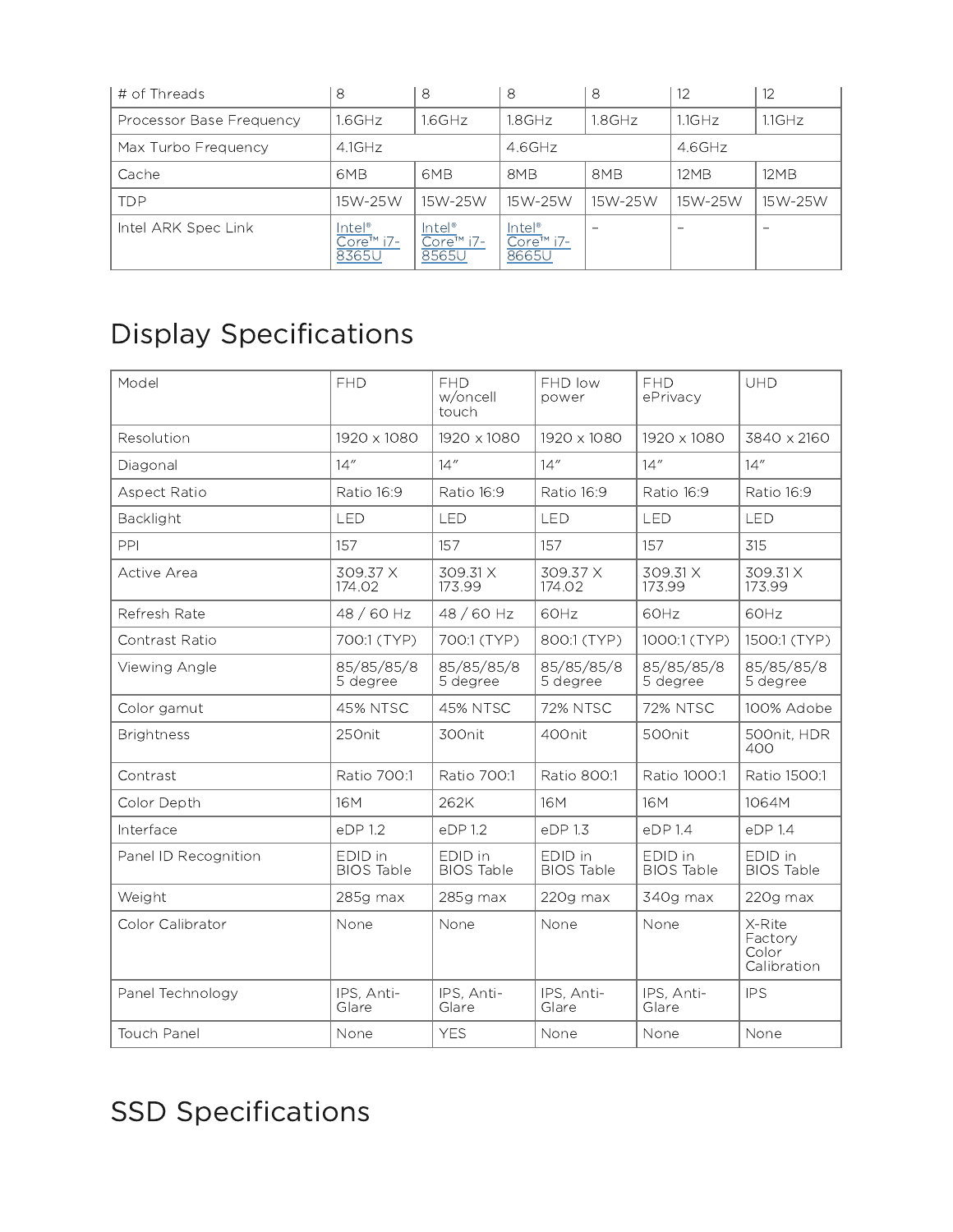| | | | | | | |
|---|---|---|---|---|---|---|
| # of Threads | 8 | 8 | 8 | 8 | 12 | 12 |
| Processor Base Frequency | 1.6GHz | 1.6GHz | 1.8GHz | 1.8GHz | 1.1GHz | 1.1GHz |
| Max Turbo Frequency | 4.1GHz | | 4.6GHz | | 4.6GHz | |
| Cache | 6MB | 6MB | 8MB | 8MB | 12MB | 12MB |
| TDP | 15W-25W | 15W-25W | 15W-25W | 15W-25W | 15W-25W | 15W-25W |
| Intel ARK Spec Link | Intel® Core™ i7-8365U | Intel® Core™ i7-8565U | Intel® Core™ i7-8665U | – | – | – |

## Display Specifications

| Model | FHD | FHD w/oncell touch | FHD low power | FHD ePrivacy | UHD |
|---|---|---|---|---|---|
| Resolution | 1920 x 1080 | 1920 x 1080 | 1920 x 1080 | 1920 x 1080 | 3840 x 2160 |
| Diagonal | 14″ | 14″ | 14″ | 14″ | 14″ |
| Aspect Ratio | Ratio 16:9 | Ratio 16:9 | Ratio 16:9 | Ratio 16:9 | Ratio 16:9 |
| Backlight | LED | LED | LED | LED | LED |
| PPI | 157 | 157 | 157 | 157 | 315 |
| Active Area | 309.37 X 174.02 | 309.31 X 173.99 | 309.37 X 174.02 | 309.31 X 173.99 | 309.31 X 173.99 |
| Refresh Rate | 48 / 60 Hz | 48 / 60 Hz | 60Hz | 60Hz | 60Hz |
| Contrast Ratio | 700:1 (TYP) | 700:1 (TYP) | 800:1 (TYP) | 1000:1 (TYP) | 1500:1 (TYP) |
| Viewing Angle | 85/85/85/85 degree | 85/85/85/85 degree | 85/85/85/85 degree | 85/85/85/85 degree | 85/85/85/85 degree |
| Color gamut | 45% NTSC | 45% NTSC | 72% NTSC | 72% NTSC | 100% Adobe |
| Brightness | 250nit | 300nit | 400nit | 500nit | 500nit, HDR 400 |
| Contrast | Ratio 700:1 | Ratio 700:1 | Ratio 800:1 | Ratio 1000:1 | Ratio 1500:1 |
| Color Depth | 16M | 262K | 16M | 16M | 1064M |
| Interface | eDP 1.2 | eDP 1.2 | eDP 1.3 | eDP 1.4 | eDP 1.4 |
| Panel ID Recognition | EDID in BIOS Table | EDID in BIOS Table | EDID in BIOS Table | EDID in BIOS Table | EDID in BIOS Table |
| Weight | 285g max | 285g max | 220g max | 340g max | 220g max |
| Color Calibrator | None | None | None | None | X-Rite Factory Color Calibration |
| Panel Technology | IPS, Anti-Glare | IPS, Anti-Glare | IPS, Anti-Glare | IPS, Anti-Glare | IPS |
| Touch Panel | None | YES | None | None | None |

## SSD Specifications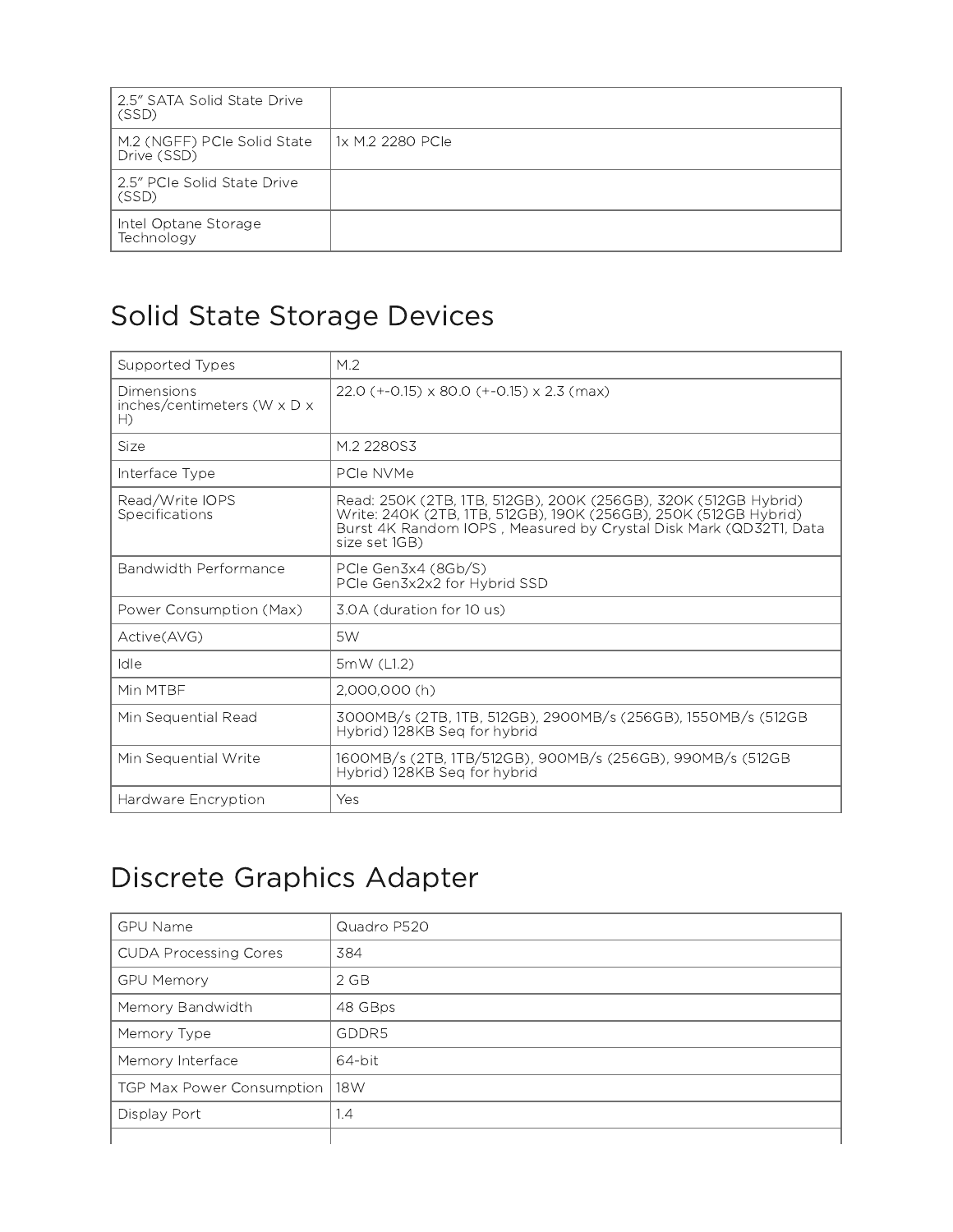| | |
|---|---|
| 2.5″ SATA Solid State Drive (SSD) | |
| M.2 (NGFF) PCIe Solid State Drive (SSD) | 1x M.2 2280 PCIe |
| 2.5″ PCIe Solid State Drive (SSD) | |
| Intel Optane Storage Technology | |

## Solid State Storage Devices

| | |
|---|---|
| Supported Types | M.2 |
| Dimensions inches/centimeters (W x D x H) | 22.0 (+-0.15) x 80.0 (+-0.15) x 2.3 (max) |
| Size | M.2 2280S3 |
| Interface Type | PCIe NVMe |
| Read/Write IOPS Specifications | Read: 250K (2TB, 1TB, 512GB), 200K (256GB), 320K (512GB Hybrid)<br>Write: 240K (2TB, 1TB, 512GB), 190K (256GB), 250K (512GB Hybrid)<br>Burst 4K Random IOPS , Measured by Crystal Disk Mark (QD32T1, Data size set 1GB) |
| Bandwidth Performance | PCIe Gen3x4 (8Gb/S)<br>PCIe Gen3x2x2 for Hybrid SSD |
| Power Consumption (Max) | 3.0A (duration for 10 us) |
| Active(AVG) | 5W |
| Idle | 5mW (L1.2) |
| Min MTBF | 2,000,000 (h) |
| Min Sequential Read | 3000MB/s (2TB, 1TB, 512GB), 2900MB/s (256GB), 1550MB/s (512GB Hybrid) 128KB Seq for hybrid |
| Min Sequential Write | 1600MB/s (2TB, 1TB/512GB), 900MB/s (256GB), 990MB/s (512GB Hybrid) 128KB Seq for hybrid |
| Hardware Encryption | Yes |

## Discrete Graphics Adapter

| | |
|---|---|
| GPU Name | Quadro P520 |
| CUDA Processing Cores | 384 |
| GPU Memory | 2 GB |
| Memory Bandwidth | 48 GBps |
| Memory Type | GDDR5 |
| Memory Interface | 64-bit |
| TGP Max Power Consumption | 18W |
| Display Port | 1.4 |
| | |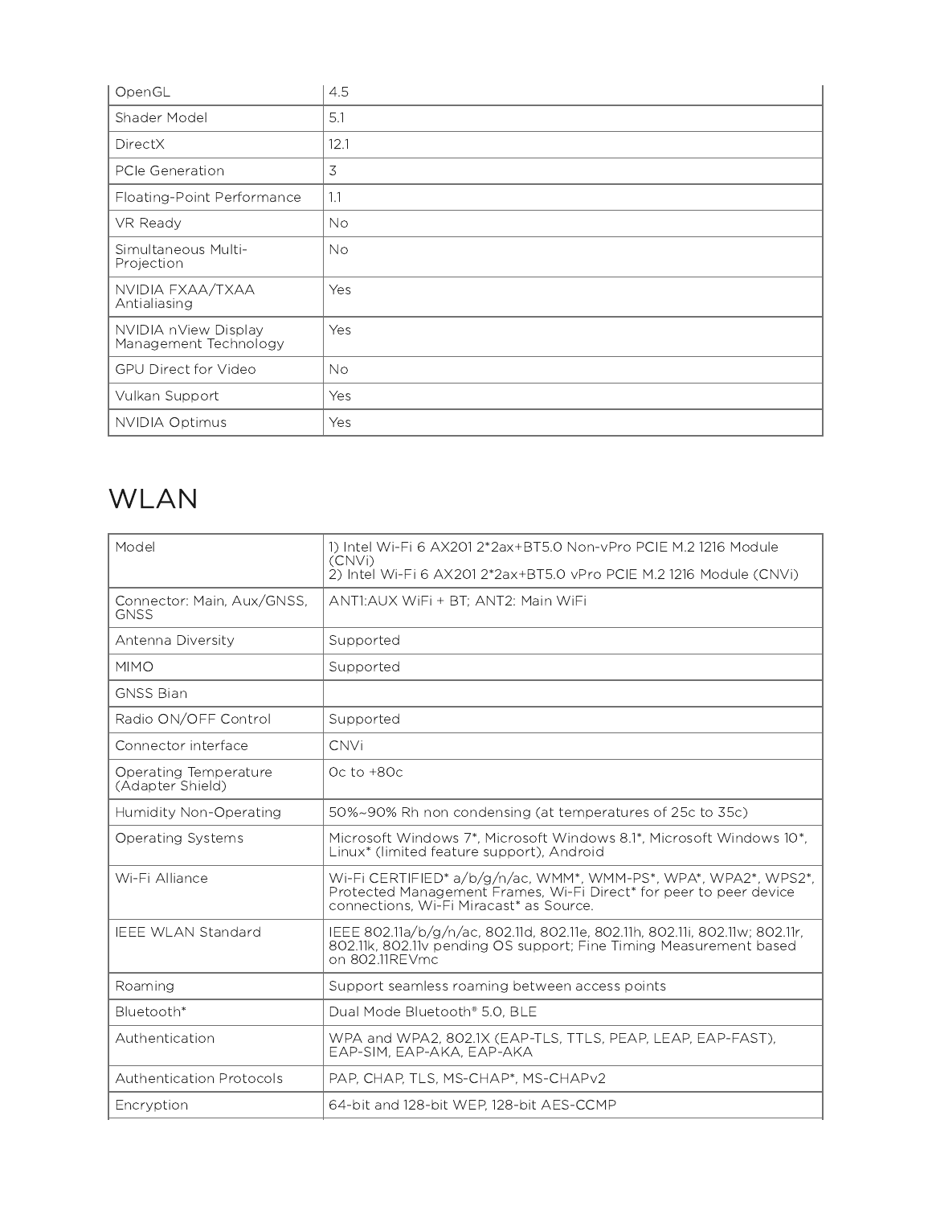| | |
|---|---|
| OpenGL | 4.5 |
| Shader Model | 5.1 |
| DirectX | 12.1 |
| PCIe Generation | 3 |
| Floating-Point Performance | 1.1 |
| VR Ready | No |
| Simultaneous Multi-Projection | No |
| NVIDIA FXAA/TXAA Antialiasing | Yes |
| NVIDIA nView Display Management Technology | Yes |
| GPU Direct for Video | No |
| Vulkan Support | Yes |
| NVIDIA Optimus | Yes |

# WLAN

| | |
|---|---|
| Model | 1) Intel Wi-Fi 6 AX201 2*2ax+BT5.0 Non-vPro PCIE M.2 1216 Module (CNVi)<br>2) Intel Wi-Fi 6 AX201 2*2ax+BT5.0 vPro PCIE M.2 1216 Module (CNVi) |
| Connector: Main, Aux/GNSS, GNSS | ANT1:AUX WiFi + BT; ANT2: Main WiFi |
| Antenna Diversity | Supported |
| MIMO | Supported |
| GNSS Bian | |
| Radio ON/OFF Control | Supported |
| Connector interface | CNVi |
| Operating Temperature (Adapter Shield) | 0c to +80c |
| Humidity Non-Operating | 50%~90% Rh non condensing (at temperatures of 25c to 35c) |
| Operating Systems | Microsoft Windows 7*, Microsoft Windows 8.1*, Microsoft Windows 10*, Linux* (limited feature support), Android |
| Wi-Fi Alliance | Wi-Fi CERTIFIED* a/b/g/n/ac, WMM*, WMM-PS*, WPA*, WPA2*, WPS2*, Protected Management Frames, Wi-Fi Direct* for peer to peer device connections, Wi-Fi Miracast* as Source. |
| IEEE WLAN Standard | IEEE 802.11a/b/g/n/ac, 802.11d, 802.11e, 802.11h, 802.11i, 802.11w; 802.11r, 802.11k, 802.11v pending OS support; Fine Timing Measurement based on 802.11REVmc |
| Roaming | Support seamless roaming between access points |
| Bluetooth* | Dual Mode Bluetooth® 5.0, BLE |
| Authentication | WPA and WPA2, 802.1X (EAP-TLS, TTLS, PEAP, LEAP, EAP-FAST), EAP-SIM, EAP-AKA, EAP-AKA |
| Authentication Protocols | PAP, CHAP, TLS, MS-CHAP*, MS-CHAPv2 |
| Encryption | 64-bit and 128-bit WEP, 128-bit AES-CCMP |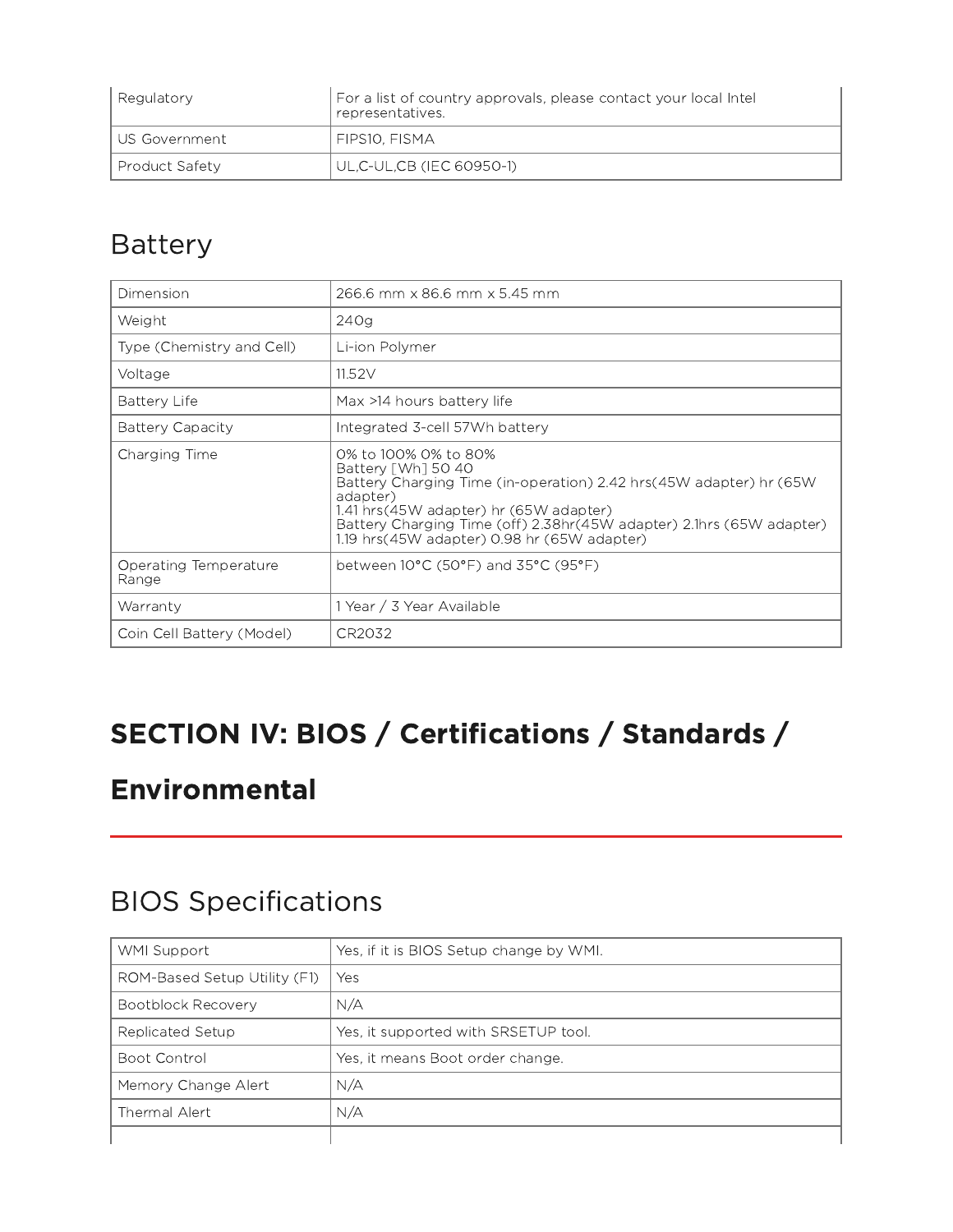| | |
|---|---|
| Regulatory | For a list of country approvals, please contact your local Intel representatives. |
| US Government | FIPS10, FISMA |
| Product Safety | UL,C-UL,CB (IEC 60950-1) |

## Battery

| | |
|---|---|
| Dimension | 266.6 mm x 86.6 mm x 5.45 mm |
| Weight | 240g |
| Type (Chemistry and Cell) | Li-ion Polymer |
| Voltage | 11.52V |
| Battery Life | Max >14 hours battery life |
| Battery Capacity | Integrated 3-cell 57Wh battery |
| Charging Time | 0% to 100% 0% to 80%<br>Battery [Wh] 50 40<br>Battery Charging Time (in-operation) 2.42 hrs(45W adapter) hr (65W adapter)<br>1.41 hrs(45W adapter) hr (65W adapter)<br>Battery Charging Time (off) 2.38hr(45W adapter) 2.1hrs (65W adapter)<br>1.19 hrs(45W adapter) 0.98 hr (65W adapter) |
| Operating Temperature Range | between 10°C (50°F) and 35°C (95°F) |
| Warranty | 1 Year / 3 Year Available |
| Coin Cell Battery (Model) | CR2032 |

# SECTION IV: BIOS / Certifications / Standards / Environmental

## BIOS Specifications

| | |
|---|---|
| WMI Support | Yes, if it is BIOS Setup change by WMI. |
| ROM-Based Setup Utility (F1) | Yes |
| Bootblock Recovery | N/A |
| Replicated Setup | Yes, it supported with SRSETUP tool. |
| Boot Control | Yes, it means Boot order change. |
| Memory Change Alert | N/A |
| Thermal Alert | N/A |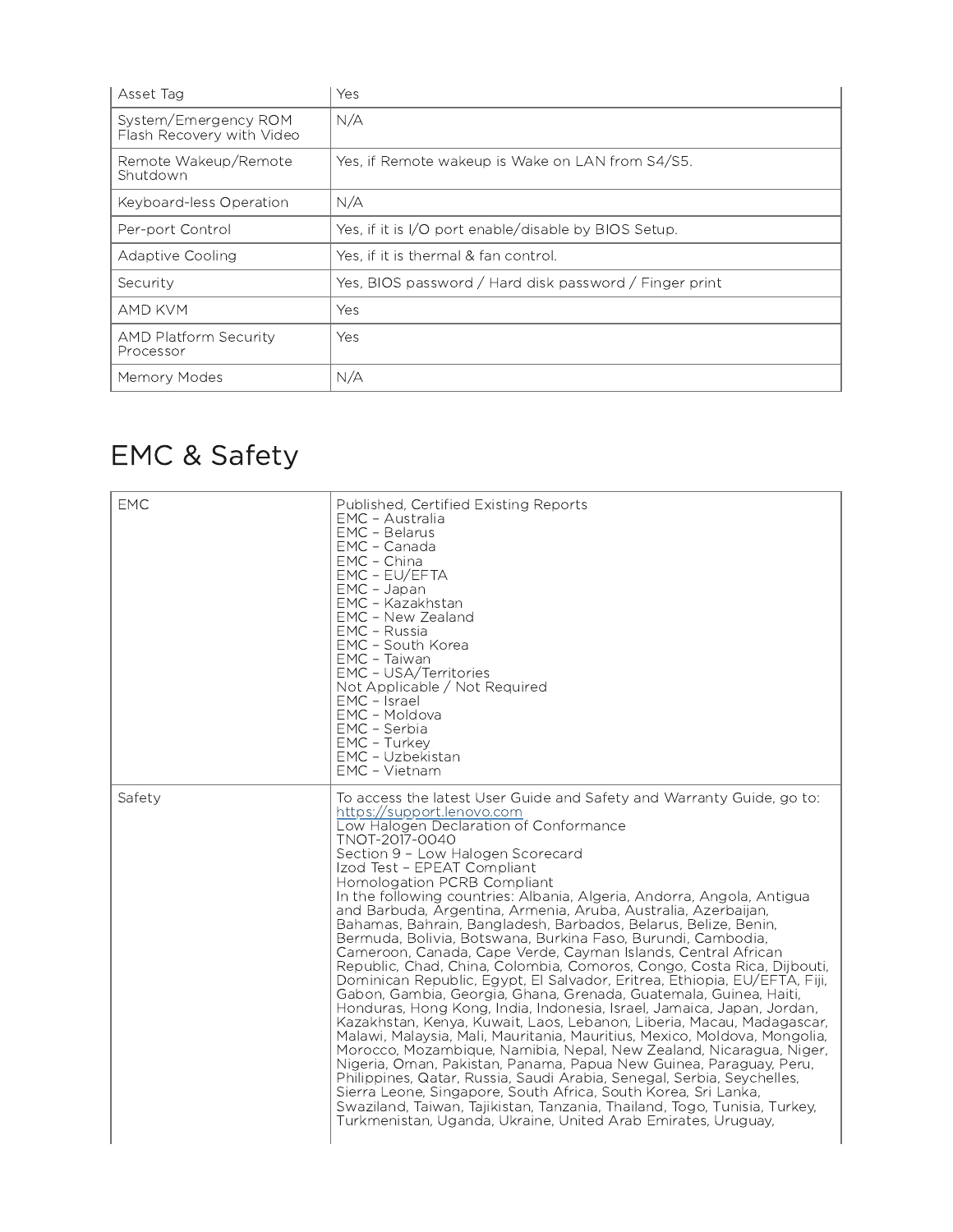| | |
|---|---|
| Asset Tag | Yes |
| System/Emergency ROM Flash Recovery with Video | N/A |
| Remote Wakeup/Remote Shutdown | Yes, if Remote wakeup is Wake on LAN from S4/S5. |
| Keyboard-less Operation | N/A |
| Per-port Control | Yes, if it is I/O port enable/disable by BIOS Setup. |
| Adaptive Cooling | Yes, if it is thermal & fan control. |
| Security | Yes, BIOS password / Hard disk password / Finger print |
| AMD KVM | Yes |
| AMD Platform Security Processor | Yes |
| Memory Modes | N/A |

# EMC & Safety

| | |
|---|---|
| EMC | Published, Certified Existing Reports<br>EMC – Australia<br>EMC – Belarus<br>EMC – Canada<br>EMC – China<br>EMC – EU/EFTA<br>EMC – Japan<br>EMC – Kazakhstan<br>EMC – New Zealand<br>EMC – Russia<br>EMC – South Korea<br>EMC – Taiwan<br>EMC – USA/Territories<br>Not Applicable / Not Required<br>EMC – Israel<br>EMC – Moldova<br>EMC – Serbia<br>EMC – Turkey<br>EMC – Uzbekistan<br>EMC – Vietnam |
| Safety | To access the latest User Guide and Safety and Warranty Guide, go to: https://support.lenovo.com<br>Low Halogen Declaration of Conformance<br>TNOT-2017-0040<br>Section 9 – Low Halogen Scorecard<br>Izod Test – EPEAT Compliant<br>Homologation PCRB Compliant<br>In the following countries: Albania, Algeria, Andorra, Angola, Antigua and Barbuda, Argentina, Armenia, Aruba, Australia, Azerbaijan, Bahamas, Bahrain, Bangladesh, Barbados, Belarus, Belize, Benin, Bermuda, Bolivia, Botswana, Burkina Faso, Burundi, Cambodia, Cameroon, Canada, Cape Verde, Cayman Islands, Central African Republic, Chad, China, Colombia, Comoros, Congo, Costa Rica, Dijbouti, Dominican Republic, Egypt, El Salvador, Eritrea, Ethiopia, EU/EFTA, Fiji, Gabon, Gambia, Georgia, Ghana, Grenada, Guatemala, Guinea, Haiti, Honduras, Hong Kong, India, Indonesia, Israel, Jamaica, Japan, Jordan, Kazakhstan, Kenya, Kuwait, Laos, Lebanon, Liberia, Macau, Madagascar, Malawi, Malaysia, Mali, Mauritania, Mauritius, Mexico, Moldova, Mongolia, Morocco, Mozambique, Namibia, Nepal, New Zealand, Nicaragua, Niger, Nigeria, Oman, Pakistan, Panama, Papua New Guinea, Paraguay, Peru, Philippines, Qatar, Russia, Saudi Arabia, Senegal, Serbia, Seychelles, Sierra Leone, Singapore, South Africa, South Korea, Sri Lanka, Swaziland, Taiwan, Tajikistan, Tanzania, Thailand, Togo, Tunisia, Turkey, Turkmenistan, Uganda, Ukraine, United Arab Emirates, Uruguay, |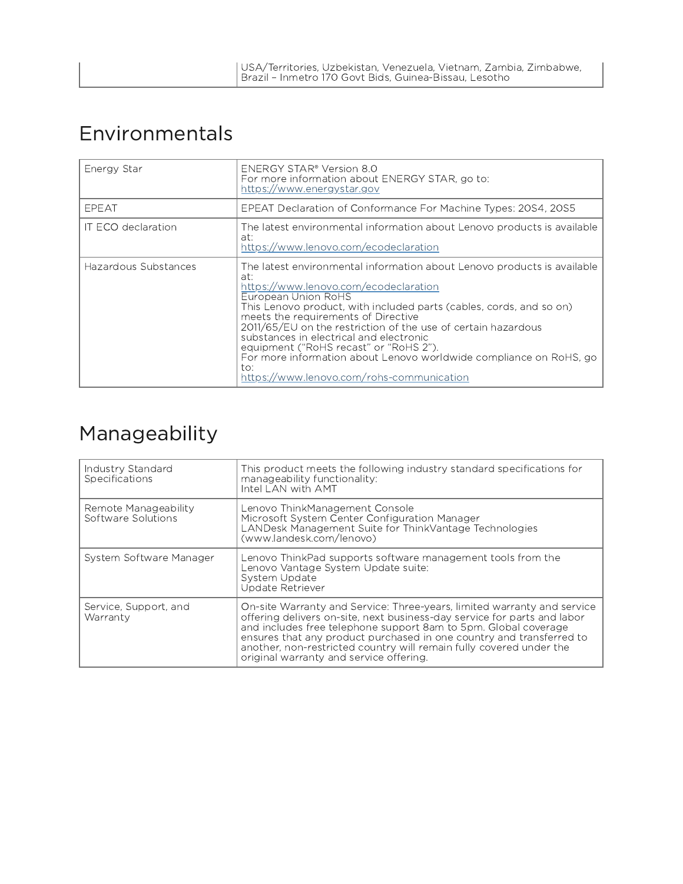| | |
|---|---|
| | USA/Territories, Uzbekistan, Venezuela, Vietnam, Zambia, Zimbabwe, Brazil – Inmetro 170 Govt Bids, Guinea-Bissau, Lesotho |

## Environmentals

| | |
|---|---|
| Energy Star | ENERGY STAR® Version 8.0<br>For more information about ENERGY STAR, go to:<br>https://www.energystar.gov |
| EPEAT | EPEAT Declaration of Conformance For Machine Types: 20S4, 20S5 |
| IT ECO declaration | The latest environmental information about Lenovo products is available at:<br>https://www.lenovo.com/ecodeclaration |
| Hazardous Substances | The latest environmental information about Lenovo products is available at:<br>https://www.lenovo.com/ecodeclaration<br>European Union RoHS<br>This Lenovo product, with included parts (cables, cords, and so on) meets the requirements of Directive 2011/65/EU on the restriction of the use of certain hazardous substances in electrical and electronic equipment ("RoHS recast" or "RoHS 2").<br>For more information about Lenovo worldwide compliance on RoHS, go to:<br>https://www.lenovo.com/rohs-communication |

## Manageability

| | |
|---|---|
| Industry Standard Specifications | This product meets the following industry standard specifications for manageability functionality:<br>Intel LAN with AMT |
| Remote Manageability Software Solutions | Lenovo ThinkManagement Console<br>Microsoft System Center Configuration Manager<br>LANDesk Management Suite for ThinkVantage Technologies (www.landesk.com/lenovo) |
| System Software Manager | Lenovo ThinkPad supports software management tools from the Lenovo Vantage System Update suite:<br>System Update<br>Update Retriever |
| Service, Support, and Warranty | On-site Warranty and Service: Three-years, limited warranty and service offering delivers on-site, next business-day service for parts and labor and includes free telephone support 8am to 5pm. Global coverage ensures that any product purchased in one country and transferred to another, non-restricted country will remain fully covered under the original warranty and service offering. |